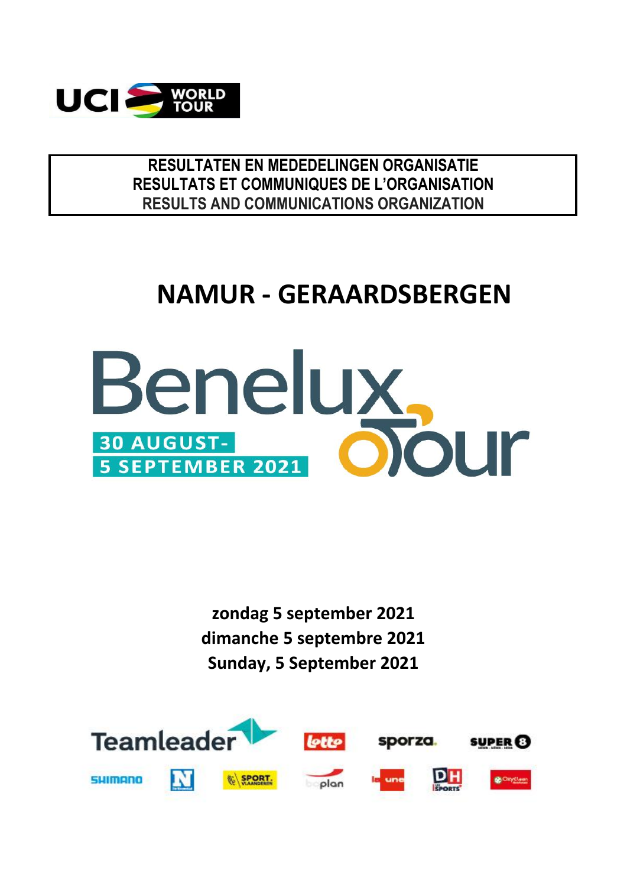**RESULTATEN EN MEDEDELINGEN ORGANISATIE**
**RESULTATS ET COMMUNIQUES DE L'ORGANISATION**
**RESULTS AND COMMUNICATIONS ORGANIZATION**

# NAMUR - GERAARDSBERGEN

Benelux Tour

30 AUGUST-
5 SEPTEMBER 2021

**zondag 5 september 2021**
**dimanche 5 septembre 2021**
**Sunday, 5 September 2021**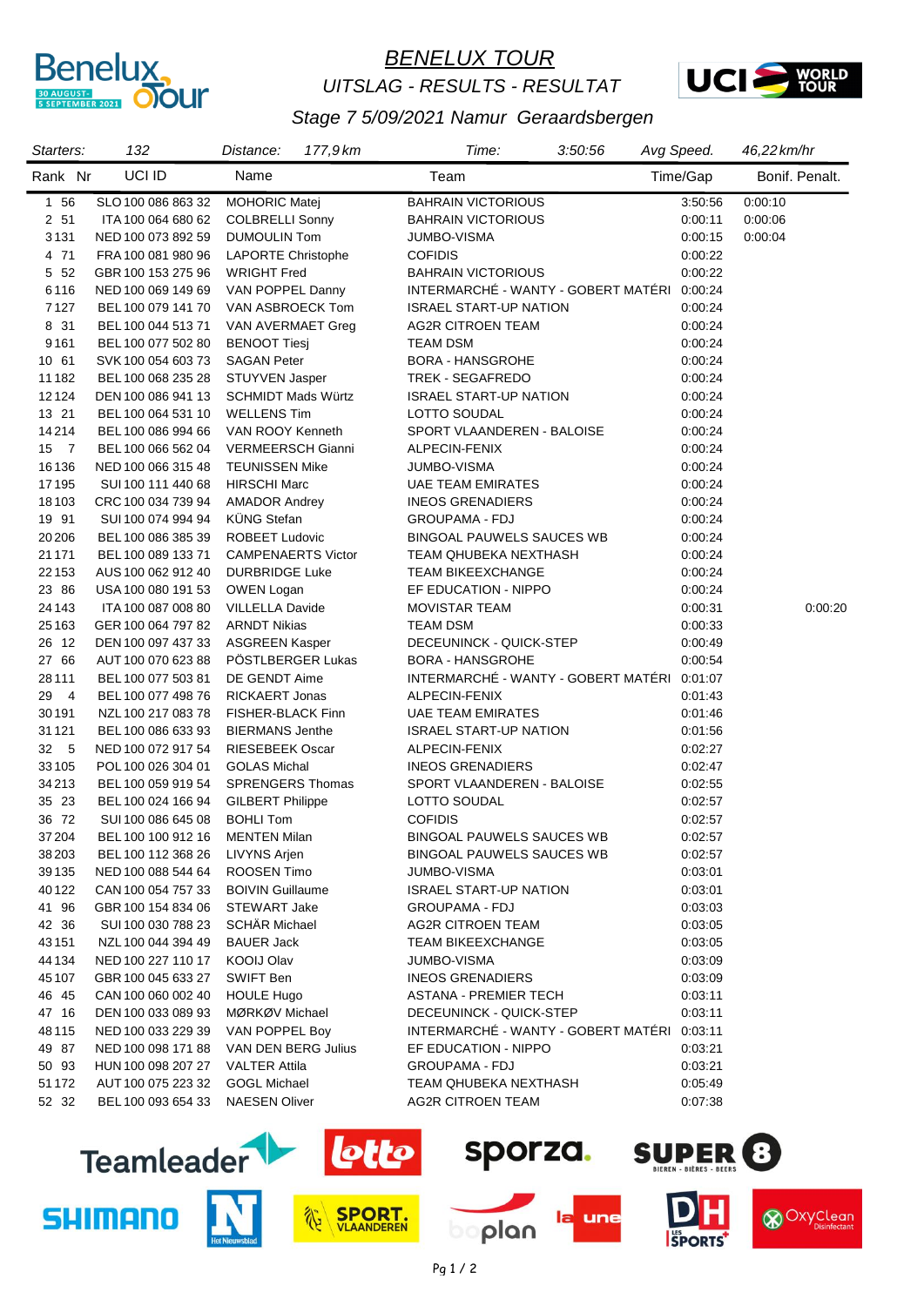# BENELUX TOUR

## UITSLAG - RESULTS - RESULTAT

### Stage 7 5/09/2021 Namur Geraardsbergen

| Starters: | 132 | Distance: | 177,9 km | Time: | 3:50:56 | Avg Speed. | 46,22 km/hr |
|---|---|---|---|---|---|---|---|

| Rank | Nr | UCI ID | Name | Team | Time/Gap | Bonif. | Penalt. |
|---|---|---|---|---|---|---|---|
| 1 | 56 | SLO 100 086 863 32 | MOHORIC Matej | BAHRAIN VICTORIOUS | 3:50:56 | 0:00:10 | |
| 2 | 51 | ITA 100 064 680 62 | COLBRELLI Sonny | BAHRAIN VICTORIOUS | 0:00:11 | 0:00:06 | |
| 3 | 131 | NED 100 073 892 59 | DUMOULIN Tom | JUMBO-VISMA | 0:00:15 | 0:00:04 | |
| 4 | 71 | FRA 100 081 980 96 | LAPORTE Christophe | COFIDIS | 0:00:22 | | |
| 5 | 52 | GBR 100 153 275 96 | WRIGHT Fred | BAHRAIN VICTORIOUS | 0:00:22 | | |
| 6 | 116 | NED 100 069 149 69 | VAN POPPEL Danny | INTERMARCHÉ - WANTY - GOBERT MATÉRI | 0:00:24 | | |
| 7 | 127 | BEL 100 079 141 70 | VAN ASBROECK Tom | ISRAEL START-UP NATION | 0:00:24 | | |
| 8 | 31 | BEL 100 044 513 71 | VAN AVERMAET Greg | AG2R CITROEN TEAM | 0:00:24 | | |
| 9 | 161 | BEL 100 077 502 80 | BENOOT Tiesj | TEAM DSM | 0:00:24 | | |
| 10 | 61 | SVK 100 054 603 73 | SAGAN Peter | BORA - HANSGROHE | 0:00:24 | | |
| 11 | 182 | BEL 100 068 235 28 | STUYVEN Jasper | TREK - SEGAFREDO | 0:00:24 | | |
| 12 | 124 | DEN 100 086 941 13 | SCHMIDT Mads Würtz | ISRAEL START-UP NATION | 0:00:24 | | |
| 13 | 21 | BEL 100 064 531 10 | WELLENS Tim | LOTTO SOUDAL | 0:00:24 | | |
| 14 | 214 | BEL 100 086 994 66 | VAN ROOY Kenneth | SPORT VLAANDEREN - BALOISE | 0:00:24 | | |
| 15 | 7 | BEL 100 066 562 04 | VERMEERSCH Gianni | ALPECIN-FENIX | 0:00:24 | | |
| 16 | 136 | NED 100 066 315 48 | TEUNISSEN Mike | JUMBO-VISMA | 0:00:24 | | |
| 17 | 195 | SUI 100 111 440 68 | HIRSCHI Marc | UAE TEAM EMIRATES | 0:00:24 | | |
| 18 | 103 | CRC 100 034 739 94 | AMADOR Andrey | INEOS GRENADIERS | 0:00:24 | | |
| 19 | 91 | SUI 100 074 994 94 | KÜNG Stefan | GROUPAMA - FDJ | 0:00:24 | | |
| 20 | 206 | BEL 100 086 385 39 | ROBEET Ludovic | BINGOAL PAUWELS SAUCES WB | 0:00:24 | | |
| 21 | 171 | BEL 100 089 133 71 | CAMPENAERTS Victor | TEAM QHUBEKA NEXTHASH | 0:00:24 | | |
| 22 | 153 | AUS 100 062 912 40 | DURBRIDGE Luke | TEAM BIKEEXCHANGE | 0:00:24 | | |
| 23 | 86 | USA 100 080 191 53 | OWEN Logan | EF EDUCATION - NIPPO | 0:00:24 | | |
| 24 | 143 | ITA 100 087 008 80 | VILLELLA Davide | MOVISTAR TEAM | 0:00:31 | | 0:00:20 |
| 25 | 163 | GER 100 064 797 82 | ARNDT Nikias | TEAM DSM | 0:00:33 | | |
| 26 | 12 | DEN 100 097 437 33 | ASGREEN Kasper | DECEUNINCK - QUICK-STEP | 0:00:49 | | |
| 27 | 66 | AUT 100 070 623 88 | PÖSTLBERGER Lukas | BORA - HANSGROHE | 0:00:54 | | |
| 28 | 111 | BEL 100 077 503 81 | DE GENDT Aime | INTERMARCHÉ - WANTY - GOBERT MATÉRI | 0:01:07 | | |
| 29 | 4 | BEL 100 077 498 76 | RICKAERT Jonas | ALPECIN-FENIX | 0:01:43 | | |
| 30 | 191 | NZL 100 217 083 78 | FISHER-BLACK Finn | UAE TEAM EMIRATES | 0:01:46 | | |
| 31 | 121 | BEL 100 086 633 93 | BIERMANS Jenthe | ISRAEL START-UP NATION | 0:01:56 | | |
| 32 | 5 | NED 100 072 917 54 | RIESEBEEK Oscar | ALPECIN-FENIX | 0:02:27 | | |
| 33 | 105 | POL 100 026 304 01 | GOLAS Michal | INEOS GRENADIERS | 0:02:47 | | |
| 34 | 213 | BEL 100 059 919 54 | SPRENGERS Thomas | SPORT VLAANDEREN - BALOISE | 0:02:55 | | |
| 35 | 23 | BEL 100 024 166 94 | GILBERT Philippe | LOTTO SOUDAL | 0:02:57 | | |
| 36 | 72 | SUI 100 086 645 08 | BOHLI Tom | COFIDIS | 0:02:57 | | |
| 37 | 204 | BEL 100 100 912 16 | MENTEN Milan | BINGOAL PAUWELS SAUCES WB | 0:02:57 | | |
| 38 | 203 | BEL 100 112 368 26 | LIVYNS Arjen | BINGOAL PAUWELS SAUCES WB | 0:02:57 | | |
| 39 | 135 | NED 100 088 544 64 | ROOSEN Timo | JUMBO-VISMA | 0:03:01 | | |
| 40 | 122 | CAN 100 054 757 33 | BOIVIN Guillaume | ISRAEL START-UP NATION | 0:03:01 | | |
| 41 | 96 | GBR 100 154 834 06 | STEWART Jake | GROUPAMA - FDJ | 0:03:03 | | |
| 42 | 36 | SUI 100 030 788 23 | SCHÄR Michael | AG2R CITROEN TEAM | 0:03:05 | | |
| 43 | 151 | NZL 100 044 394 49 | BAUER Jack | TEAM BIKEEXCHANGE | 0:03:05 | | |
| 44 | 134 | NED 100 227 110 17 | KOOIJ Olav | JUMBO-VISMA | 0:03:09 | | |
| 45 | 107 | GBR 100 045 633 27 | SWIFT Ben | INEOS GRENADIERS | 0:03:09 | | |
| 46 | 45 | CAN 100 060 002 40 | HOULE Hugo | ASTANA - PREMIER TECH | 0:03:11 | | |
| 47 | 16 | DEN 100 033 089 93 | MØRKØV Michael | DECEUNINCK - QUICK-STEP | 0:03:11 | | |
| 48 | 115 | NED 100 033 229 39 | VAN POPPEL Boy | INTERMARCHÉ - WANTY - GOBERT MATÉRI | 0:03:11 | | |
| 49 | 87 | NED 100 098 171 88 | VAN DEN BERG Julius | EF EDUCATION - NIPPO | 0:03:21 | | |
| 50 | 93 | HUN 100 098 207 27 | VALTER Attila | GROUPAMA - FDJ | 0:03:21 | | |
| 51 | 172 | AUT 100 075 223 32 | GOGL Michael | TEAM QHUBEKA NEXTHASH | 0:05:49 | | |
| 52 | 32 | BEL 100 093 654 33 | NAESEN Oliver | AG2R CITROEN TEAM | 0:07:38 | | |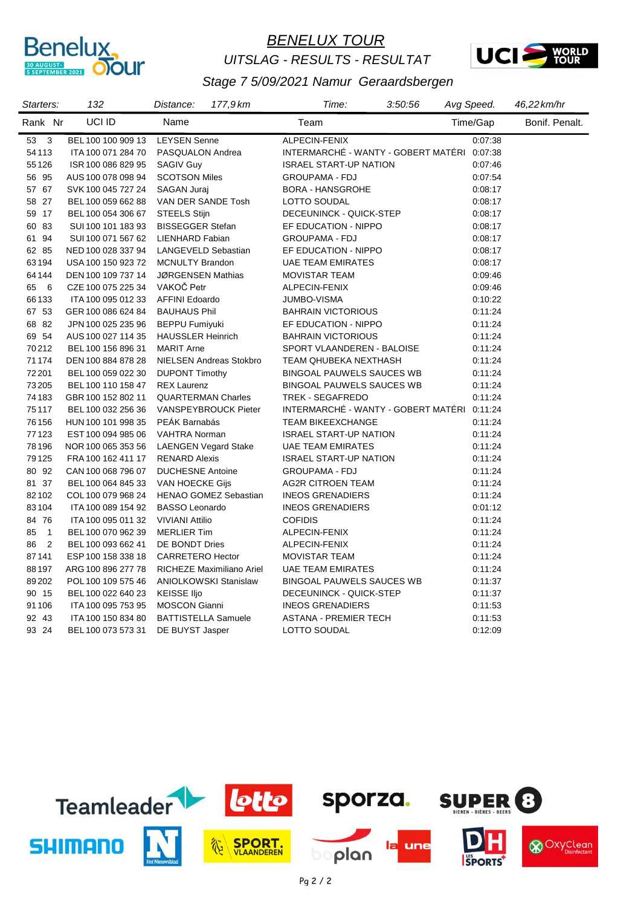# *BENELUX TOUR*

*UITSLAG - RESULTS - RESULTAT*

*Stage 7 5/09/2021 Namur  Geraardsbergen*

*Starters:* 132 *Distance:* 177,9 km *Time:* 3:50:56 *Avg Speed.* 46,22 km/hr

| Rank | Nr | UCI ID | Name | Team | Time/Gap | Bonif. Penalt. |
|---|---|---|---|---|---|---|
| 53 | 3 | BEL 100 100 909 13 | LEYSEN Senne | ALPECIN-FENIX | 0:07:38 | |
| 54 | 113 | ITA 100 071 284 70 | PASQUALON Andrea | INTERMARCHÉ - WANTY - GOBERT MATÉRI | 0:07:38 | |
| 55 | 126 | ISR 100 086 829 95 | SAGIV Guy | ISRAEL START-UP NATION | 0:07:46 | |
| 56 | 95 | AUS 100 078 098 94 | SCOTSON Miles | GROUPAMA - FDJ | 0:07:54 | |
| 57 | 67 | SVK 100 045 727 24 | SAGAN Juraj | BORA - HANSGROHE | 0:08:17 | |
| 58 | 27 | BEL 100 059 662 88 | VAN DER SANDE Tosh | LOTTO SOUDAL | 0:08:17 | |
| 59 | 17 | BEL 100 054 306 67 | STEELS Stijn | DECEUNINCK - QUICK-STEP | 0:08:17 | |
| 60 | 83 | SUI 100 101 183 93 | BISSEGGER Stefan | EF EDUCATION - NIPPO | 0:08:17 | |
| 61 | 94 | SUI 100 071 567 62 | LIENHARD Fabian | GROUPAMA - FDJ | 0:08:17 | |
| 62 | 85 | NED 100 028 337 94 | LANGEVELD Sebastian | EF EDUCATION - NIPPO | 0:08:17 | |
| 63 | 194 | USA 100 150 923 72 | MCNULTY Brandon | UAE TEAM EMIRATES | 0:08:17 | |
| 64 | 144 | DEN 100 109 737 14 | JØRGENSEN Mathias | MOVISTAR TEAM | 0:09:46 | |
| 65 | 6 | CZE 100 075 225 34 | VAKOČ Petr | ALPECIN-FENIX | 0:09:46 | |
| 66 | 133 | ITA 100 095 012 33 | AFFINI Edoardo | JUMBO-VISMA | 0:10:22 | |
| 67 | 53 | GER 100 086 624 84 | BAUHAUS Phil | BAHRAIN VICTORIOUS | 0:11:24 | |
| 68 | 82 | JPN 100 025 235 96 | BEPPU Fumiyuki | EF EDUCATION - NIPPO | 0:11:24 | |
| 69 | 54 | AUS 100 027 114 35 | HAUSSLER Heinrich | BAHRAIN VICTORIOUS | 0:11:24 | |
| 70 | 212 | BEL 100 156 896 31 | MARIT Arne | SPORT VLAANDEREN - BALOISE | 0:11:24 | |
| 71 | 174 | DEN 100 884 878 28 | NIELSEN Andreas Stokbro | TEAM QHUBEKA NEXTHASH | 0:11:24 | |
| 72 | 201 | BEL 100 059 022 30 | DUPONT Timothy | BINGOAL PAUWELS SAUCES WB | 0:11:24 | |
| 73 | 205 | BEL 100 110 158 47 | REX Laurenz | BINGOAL PAUWELS SAUCES WB | 0:11:24 | |
| 74 | 183 | GBR 100 152 802 11 | QUARTERMAN Charles | TREK - SEGAFREDO | 0:11:24 | |
| 75 | 117 | BEL 100 032 256 36 | VANSPEYBROUCK Pieter | INTERMARCHÉ - WANTY - GOBERT MATÉRI | 0:11:24 | |
| 76 | 156 | HUN 100 101 998 35 | PEÁK Barnabás | TEAM BIKEEXCHANGE | 0:11:24 | |
| 77 | 123 | EST 100 094 985 06 | VAHTRA Norman | ISRAEL START-UP NATION | 0:11:24 | |
| 78 | 196 | NOR 100 065 353 56 | LAENGEN Vegard Stake | UAE TEAM EMIRATES | 0:11:24 | |
| 79 | 125 | FRA 100 162 411 17 | RENARD Alexis | ISRAEL START-UP NATION | 0:11:24 | |
| 80 | 92 | CAN 100 068 796 07 | DUCHESNE Antoine | GROUPAMA - FDJ | 0:11:24 | |
| 81 | 37 | BEL 100 064 845 33 | VAN HOECKE Gijs | AG2R CITROEN TEAM | 0:11:24 | |
| 82 | 102 | COL 100 079 968 24 | HENAO GOMEZ Sebastian | INEOS GRENADIERS | 0:11:24 | |
| 83 | 104 | ITA 100 089 154 92 | BASSO Leonardo | INEOS GRENADIERS | 0:01:12 | |
| 84 | 76 | ITA 100 095 011 32 | VIVIANI Attilio | COFIDIS | 0:11:24 | |
| 85 | 1 | BEL 100 070 962 39 | MERLIER Tim | ALPECIN-FENIX | 0:11:24 | |
| 86 | 2 | BEL 100 093 662 41 | DE BONDT Dries | ALPECIN-FENIX | 0:11:24 | |
| 87 | 141 | ESP 100 158 338 18 | CARRETERO Hector | MOVISTAR TEAM | 0:11:24 | |
| 88 | 197 | ARG 100 896 277 78 | RICHEZE Maximiliano Ariel | UAE TEAM EMIRATES | 0:11:24 | |
| 89 | 202 | POL 100 109 575 46 | ANIOLKOWSKI Stanislaw | BINGOAL PAUWELS SAUCES WB | 0:11:37 | |
| 90 | 15 | BEL 100 022 640 23 | KEISSE Iljo | DECEUNINCK - QUICK-STEP | 0:11:37 | |
| 91 | 106 | ITA 100 095 753 95 | MOSCON Gianni | INEOS GRENADIERS | 0:11:53 | |
| 92 | 43 | ITA 100 150 834 80 | BATTISTELLA Samuele | ASTANA - PREMIER TECH | 0:11:53 | |
| 93 | 24 | BEL 100 073 573 31 | DE BUYST Jasper | LOTTO SOUDAL | 0:12:09 | |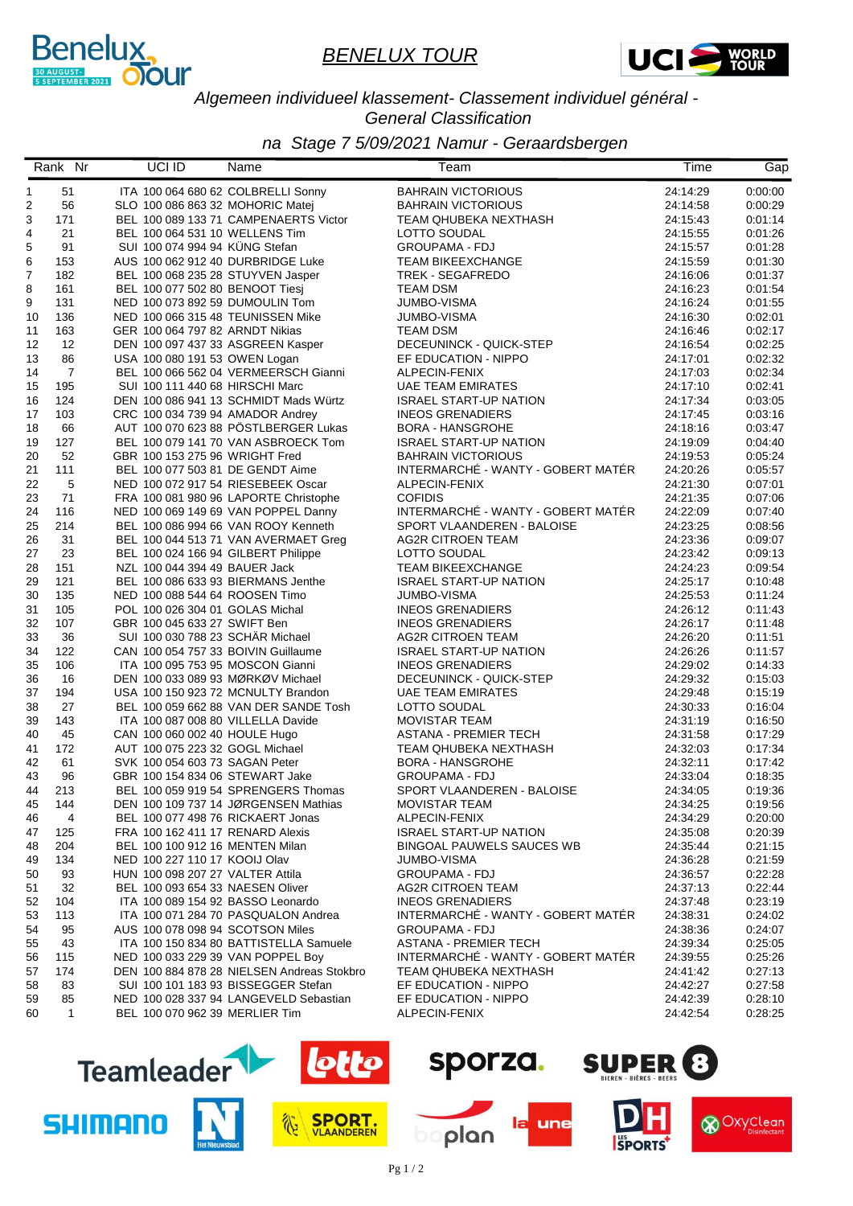# BENELUX TOUR

*Algemeen individueel klassement- Classement individuel général - General Classification*

*na Stage 7 5/09/2021 Namur - Geraardsbergen*

| Rank | Nr | UCI ID | Name | Team | Time | Gap |
|---|---|---|---|---|---|---|
| 1 | 51 | ITA 100 064 680 62 | COLBRELLI Sonny | BAHRAIN VICTORIOUS | 24:14:29 | 0:00:00 |
| 2 | 56 | SLO 100 086 863 32 | MOHORIC Matej | BAHRAIN VICTORIOUS | 24:14:58 | 0:00:29 |
| 3 | 171 | BEL 100 089 133 71 | CAMPENAERTS Victor | TEAM QHUBEKA NEXTHASH | 24:15:43 | 0:01:14 |
| 4 | 21 | BEL 100 064 531 10 | WELLENS Tim | LOTTO SOUDAL | 24:15:55 | 0:01:26 |
| 5 | 91 | SUI 100 074 994 94 | KÜNG Stefan | GROUPAMA - FDJ | 24:15:57 | 0:01:28 |
| 6 | 153 | AUS 100 062 912 40 | DURBRIDGE Luke | TEAM BIKEEXCHANGE | 24:15:59 | 0:01:30 |
| 7 | 182 | BEL 100 068 235 28 | STUYVEN Jasper | TREK - SEGAFREDO | 24:16:06 | 0:01:37 |
| 8 | 161 | BEL 100 077 502 80 | BENOOT Tiesj | TEAM DSM | 24:16:23 | 0:01:54 |
| 9 | 131 | NED 100 073 892 59 | DUMOULIN Tom | JUMBO-VISMA | 24:16:24 | 0:01:55 |
| 10 | 136 | NED 100 066 315 48 | TEUNISSEN Mike | JUMBO-VISMA | 24:16:30 | 0:02:01 |
| 11 | 163 | GER 100 064 797 82 | ARNDT Nikias | TEAM DSM | 24:16:46 | 0:02:17 |
| 12 | 12 | DEN 100 097 437 33 | ASGREEN Kasper | DECEUNINCK - QUICK-STEP | 24:16:54 | 0:02:25 |
| 13 | 86 | USA 100 080 191 53 | OWEN Logan | EF EDUCATION - NIPPO | 24:17:01 | 0:02:32 |
| 14 | 7 | BEL 100 066 562 04 | VERMEERSCH Gianni | ALPECIN-FENIX | 24:17:03 | 0:02:34 |
| 15 | 195 | SUI 100 111 440 68 | HIRSCHI Marc | UAE TEAM EMIRATES | 24:17:10 | 0:02:41 |
| 16 | 124 | DEN 100 086 941 13 | SCHMIDT Mads Würtz | ISRAEL START-UP NATION | 24:17:34 | 0:03:05 |
| 17 | 103 | CRC 100 034 739 94 | AMADOR Andrey | INEOS GRENADIERS | 24:17:45 | 0:03:16 |
| 18 | 66 | AUT 100 070 623 88 | PÖSTLBERGER Lukas | BORA - HANSGROHE | 24:18:16 | 0:03:47 |
| 19 | 127 | BEL 100 079 141 70 | VAN ASBROECK Tom | ISRAEL START-UP NATION | 24:19:09 | 0:04:40 |
| 20 | 52 | GBR 100 153 275 96 | WRIGHT Fred | BAHRAIN VICTORIOUS | 24:19:53 | 0:05:24 |
| 21 | 111 | BEL 100 077 503 81 | DE GENDT Aime | INTERMARCHÉ - WANTY - GOBERT MATÉR | 24:20:26 | 0:05:57 |
| 22 | 5 | NED 100 072 917 54 | RIESEBEEK Oscar | ALPECIN-FENIX | 24:21:30 | 0:07:01 |
| 23 | 71 | FRA 100 081 980 96 | LAPORTE Christophe | COFIDIS | 24:21:35 | 0:07:06 |
| 24 | 116 | NED 100 069 149 69 | VAN POPPEL Danny | INTERMARCHÉ - WANTY - GOBERT MATÉR | 24:22:09 | 0:07:40 |
| 25 | 214 | BEL 100 086 994 66 | VAN ROOY Kenneth | SPORT VLAANDEREN - BALOISE | 24:23:25 | 0:08:56 |
| 26 | 31 | BEL 100 044 513 71 | VAN AVERMAET Greg | AG2R CITROEN TEAM | 24:23:36 | 0:09:07 |
| 27 | 23 | BEL 100 024 166 94 | GILBERT Philippe | LOTTO SOUDAL | 24:23:42 | 0:09:13 |
| 28 | 151 | NZL 100 044 394 49 | BAUER Jack | TEAM BIKEEXCHANGE | 24:24:23 | 0:09:54 |
| 29 | 121 | BEL 100 086 633 93 | BIERMANS Jenthe | ISRAEL START-UP NATION | 24:25:17 | 0:10:48 |
| 30 | 135 | NED 100 088 544 64 | ROOSEN Timo | JUMBO-VISMA | 24:25:53 | 0:11:24 |
| 31 | 105 | POL 100 026 304 01 | GOLAS Michal | INEOS GRENADIERS | 24:26:12 | 0:11:43 |
| 32 | 107 | GBR 100 045 633 27 | SWIFT Ben | INEOS GRENADIERS | 24:26:17 | 0:11:48 |
| 33 | 36 | SUI 100 030 788 23 | SCHÄR Michael | AG2R CITROEN TEAM | 24:26:20 | 0:11:51 |
| 34 | 122 | CAN 100 054 757 33 | BOIVIN Guillaume | ISRAEL START-UP NATION | 24:26:26 | 0:11:57 |
| 35 | 106 | ITA 100 095 753 95 | MOSCON Gianni | INEOS GRENADIERS | 24:29:02 | 0:14:33 |
| 36 | 16 | DEN 100 033 089 93 | MØRKØV Michael | DECEUNINCK - QUICK-STEP | 24:29:32 | 0:15:03 |
| 37 | 194 | USA 100 150 923 72 | MCNULTY Brandon | UAE TEAM EMIRATES | 24:29:48 | 0:15:19 |
| 38 | 27 | BEL 100 059 662 88 | VAN DER SANDE Tosh | LOTTO SOUDAL | 24:30:33 | 0:16:04 |
| 39 | 143 | ITA 100 087 008 80 | VILLELLA Davide | MOVISTAR TEAM | 24:31:19 | 0:16:50 |
| 40 | 45 | CAN 100 060 002 40 | HOULE Hugo | ASTANA - PREMIER TECH | 24:31:58 | 0:17:29 |
| 41 | 172 | AUT 100 075 223 32 | GOGL Michael | TEAM QHUBEKA NEXTHASH | 24:32:03 | 0:17:34 |
| 42 | 61 | SVK 100 054 603 73 | SAGAN Peter | BORA - HANSGROHE | 24:32:11 | 0:17:42 |
| 43 | 96 | GBR 100 154 834 06 | STEWART Jake | GROUPAMA - FDJ | 24:33:04 | 0:18:35 |
| 44 | 213 | BEL 100 059 919 54 | SPRENGERS Thomas | SPORT VLAANDEREN - BALOISE | 24:34:05 | 0:19:36 |
| 45 | 144 | DEN 100 109 737 14 | JØRGENSEN Mathias | MOVISTAR TEAM | 24:34:25 | 0:19:56 |
| 46 | 4 | BEL 100 077 498 76 | RICKAERT Jonas | ALPECIN-FENIX | 24:34:29 | 0:20:00 |
| 47 | 125 | FRA 100 162 411 17 | RENARD Alexis | ISRAEL START-UP NATION | 24:35:08 | 0:20:39 |
| 48 | 204 | BEL 100 100 912 16 | MENTEN Milan | BINGOAL PAUWELS SAUCES WB | 24:35:44 | 0:21:15 |
| 49 | 134 | NED 100 227 110 17 | KOOIJ Olav | JUMBO-VISMA | 24:36:28 | 0:21:59 |
| 50 | 93 | HUN 100 098 207 27 | VALTER Attila | GROUPAMA - FDJ | 24:36:57 | 0:22:28 |
| 51 | 32 | BEL 100 093 654 33 | NAESEN Oliver | AG2R CITROEN TEAM | 24:37:13 | 0:22:44 |
| 52 | 104 | ITA 100 089 154 92 | BASSO Leonardo | INEOS GRENADIERS | 24:37:48 | 0:23:19 |
| 53 | 113 | ITA 100 071 284 70 | PASQUALON Andrea | INTERMARCHÉ - WANTY - GOBERT MATÉR | 24:38:31 | 0:24:02 |
| 54 | 95 | AUS 100 078 098 94 | SCOTSON Miles | GROUPAMA - FDJ | 24:38:36 | 0:24:07 |
| 55 | 43 | ITA 100 150 834 80 | BATTISTELLA Samuele | ASTANA - PREMIER TECH | 24:39:34 | 0:25:05 |
| 56 | 115 | NED 100 033 229 39 | VAN POPPEL Boy | INTERMARCHÉ - WANTY - GOBERT MATÉR | 24:39:55 | 0:25:26 |
| 57 | 174 | DEN 100 884 878 28 | NIELSEN Andreas Stokbro | TEAM QHUBEKA NEXTHASH | 24:41:42 | 0:27:13 |
| 58 | 83 | SUI 100 101 183 93 | BISSEGGER Stefan | EF EDUCATION - NIPPO | 24:42:27 | 0:27:58 |
| 59 | 85 | NED 100 028 337 94 | LANGEVELD Sebastian | EF EDUCATION - NIPPO | 24:42:39 | 0:28:10 |
| 60 | 1 | BEL 100 070 962 39 | MERLIER Tim | ALPECIN-FENIX | 24:42:54 | 0:28:25 |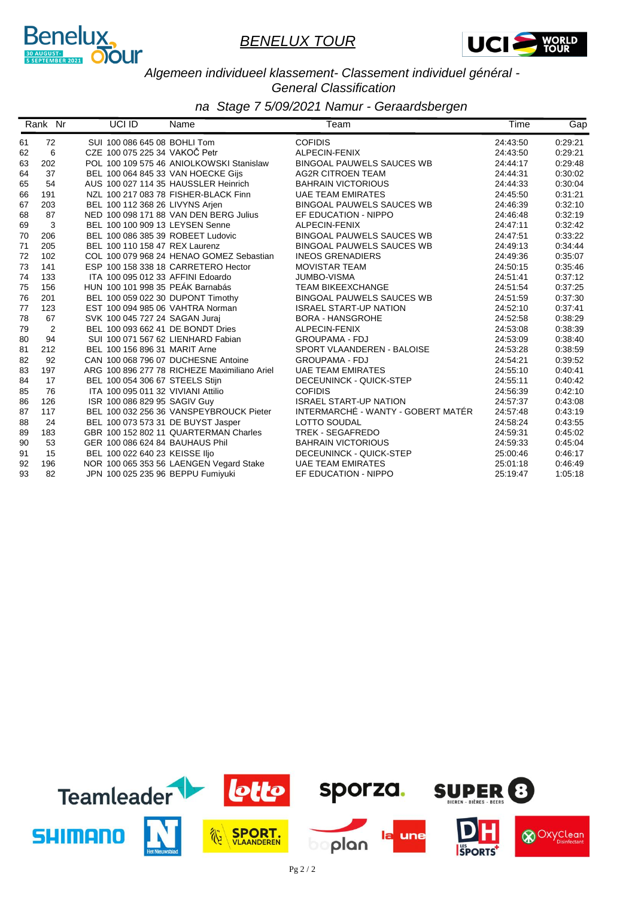# BENELUX TOUR

*Algemeen individueel klassement- Classement individuel général - General Classification*

*na Stage 7 5/09/2021 Namur - Geraardsbergen*

| Rank | Nr | UCI ID | Name | Team | Time | Gap |
|---|---|---|---|---|---|---|
| 61 | 72 | SUI 100 086 645 08 | BOHLI Tom | COFIDIS | 24:43:50 | 0:29:21 |
| 62 | 6 | CZE 100 075 225 34 | VAKOČ Petr | ALPECIN-FENIX | 24:43:50 | 0:29:21 |
| 63 | 202 | POL 100 109 575 46 | ANIOLKOWSKI Stanislaw | BINGOAL PAUWELS SAUCES WB | 24:44:17 | 0:29:48 |
| 64 | 37 | BEL 100 064 845 33 | VAN HOECKE Gijs | AG2R CITROEN TEAM | 24:44:31 | 0:30:02 |
| 65 | 54 | AUS 100 027 114 35 | HAUSSLER Heinrich | BAHRAIN VICTORIOUS | 24:44:33 | 0:30:04 |
| 66 | 191 | NZL 100 217 083 78 | FISHER-BLACK Finn | UAE TEAM EMIRATES | 24:45:50 | 0:31:21 |
| 67 | 203 | BEL 100 112 368 26 | LIVYNS Arjen | BINGOAL PAUWELS SAUCES WB | 24:46:39 | 0:32:10 |
| 68 | 87 | NED 100 098 171 88 | VAN DEN BERG Julius | EF EDUCATION - NIPPO | 24:46:48 | 0:32:19 |
| 69 | 3 | BEL 100 100 909 13 | LEYSEN Senne | ALPECIN-FENIX | 24:47:11 | 0:32:42 |
| 70 | 206 | BEL 100 086 385 39 | ROBEET Ludovic | BINGOAL PAUWELS SAUCES WB | 24:47:51 | 0:33:22 |
| 71 | 205 | BEL 100 110 158 47 | REX Laurenz | BINGOAL PAUWELS SAUCES WB | 24:49:13 | 0:34:44 |
| 72 | 102 | COL 100 079 968 24 | HENAO GOMEZ Sebastian | INEOS GRENADIERS | 24:49:36 | 0:35:07 |
| 73 | 141 | ESP 100 158 338 18 | CARRETERO Hector | MOVISTAR TEAM | 24:50:15 | 0:35:46 |
| 74 | 133 | ITA 100 095 012 33 | AFFINI Edoardo | JUMBO-VISMA | 24:51:41 | 0:37:12 |
| 75 | 156 | HUN 100 101 998 35 | PEÁK Barnabás | TEAM BIKEEXCHANGE | 24:51:54 | 0:37:25 |
| 76 | 201 | BEL 100 059 022 30 | DUPONT Timothy | BINGOAL PAUWELS SAUCES WB | 24:51:59 | 0:37:30 |
| 77 | 123 | EST 100 094 985 06 | VAHTRA Norman | ISRAEL START-UP NATION | 24:52:10 | 0:37:41 |
| 78 | 67 | SVK 100 045 727 24 | SAGAN Juraj | BORA - HANSGROHE | 24:52:58 | 0:38:29 |
| 79 | 2 | BEL 100 093 662 41 | DE BONDT Dries | ALPECIN-FENIX | 24:53:08 | 0:38:39 |
| 80 | 94 | SUI 100 071 567 62 | LIENHARD Fabian | GROUPAMA - FDJ | 24:53:09 | 0:38:40 |
| 81 | 212 | BEL 100 156 896 31 | MARIT Arne | SPORT VLAANDEREN - BALOISE | 24:53:28 | 0:38:59 |
| 82 | 92 | CAN 100 068 796 07 | DUCHESNE Antoine | GROUPAMA - FDJ | 24:54:21 | 0:39:52 |
| 83 | 197 | ARG 100 896 277 78 | RICHEZE Maximiliano Ariel | UAE TEAM EMIRATES | 24:55:10 | 0:40:41 |
| 84 | 17 | BEL 100 054 306 67 | STEELS Stijn | DECEUNINCK - QUICK-STEP | 24:55:11 | 0:40:42 |
| 85 | 76 | ITA 100 095 011 32 | VIVIANI Attilio | COFIDIS | 24:56:39 | 0:42:10 |
| 86 | 126 | ISR 100 086 829 95 | SAGIV Guy | ISRAEL START-UP NATION | 24:57:37 | 0:43:08 |
| 87 | 117 | BEL 100 032 256 36 | VANSPEYBROUCK Pieter | INTERMARCHÉ - WANTY - GOBERT MATÉR | 24:57:48 | 0:43:19 |
| 88 | 24 | BEL 100 073 573 31 | DE BUYST Jasper | LOTTO SOUDAL | 24:58:24 | 0:43:55 |
| 89 | 183 | GBR 100 152 802 11 | QUARTERMAN Charles | TREK - SEGAFREDO | 24:59:31 | 0:45:02 |
| 90 | 53 | GER 100 086 624 84 | BAUHAUS Phil | BAHRAIN VICTORIOUS | 24:59:33 | 0:45:04 |
| 91 | 15 | BEL 100 022 640 23 | KEISSE Iljo | DECEUNINCK - QUICK-STEP | 25:00:46 | 0:46:17 |
| 92 | 196 | NOR 100 065 353 56 | LAENGEN Vegard Stake | UAE TEAM EMIRATES | 25:01:18 | 0:46:49 |
| 93 | 82 | JPN 100 025 235 96 | BEPPU Fumiyuki | EF EDUCATION - NIPPO | 25:19:47 | 1:05:18 |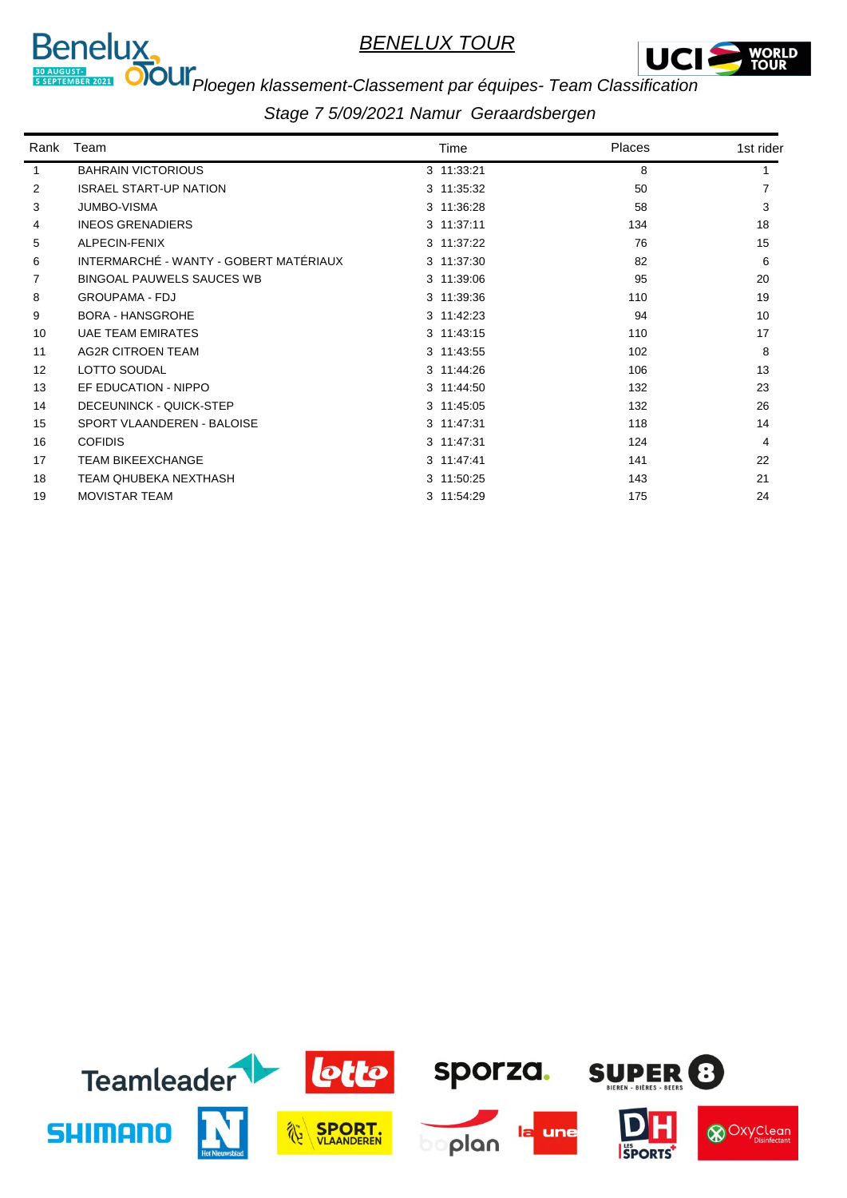# *BENELUX TOUR*

*Ploegen klassement-Classement par équipes- Team Classification*

*Stage 7 5/09/2021 Namur Geraardsbergen*

| Rank | Team | Time | Places | 1st rider |
|---|---|---|---|---|
| 1 | BAHRAIN VICTORIOUS | 3 11:33:21 | 8 | 1 |
| 2 | ISRAEL START-UP NATION | 3 11:35:32 | 50 | 7 |
| 3 | JUMBO-VISMA | 3 11:36:28 | 58 | 3 |
| 4 | INEOS GRENADIERS | 3 11:37:11 | 134 | 18 |
| 5 | ALPECIN-FENIX | 3 11:37:22 | 76 | 15 |
| 6 | INTERMARCHÉ - WANTY - GOBERT MATÉRIAUX | 3 11:37:30 | 82 | 6 |
| 7 | BINGOAL PAUWELS SAUCES WB | 3 11:39:06 | 95 | 20 |
| 8 | GROUPAMA - FDJ | 3 11:39:36 | 110 | 19 |
| 9 | BORA - HANSGROHE | 3 11:42:23 | 94 | 10 |
| 10 | UAE TEAM EMIRATES | 3 11:43:15 | 110 | 17 |
| 11 | AG2R CITROEN TEAM | 3 11:43:55 | 102 | 8 |
| 12 | LOTTO SOUDAL | 3 11:44:26 | 106 | 13 |
| 13 | EF EDUCATION - NIPPO | 3 11:44:50 | 132 | 23 |
| 14 | DECEUNINCK - QUICK-STEP | 3 11:45:05 | 132 | 26 |
| 15 | SPORT VLAANDEREN - BALOISE | 3 11:47:31 | 118 | 14 |
| 16 | COFIDIS | 3 11:47:31 | 124 | 4 |
| 17 | TEAM BIKEEXCHANGE | 3 11:47:41 | 141 | 22 |
| 18 | TEAM QHUBEKA NEXTHASH | 3 11:50:25 | 143 | 21 |
| 19 | MOVISTAR TEAM | 3 11:54:29 | 175 | 24 |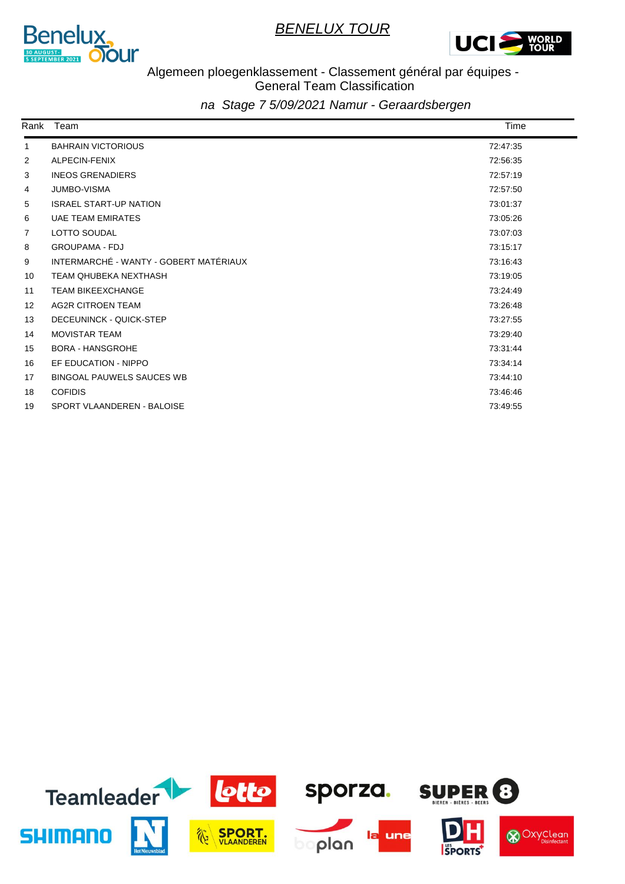# BENELUX TOUR

Algemeen ploegenklassement - Classement général par équipes - General Team Classification

*na Stage 7 5/09/2021 Namur - Geraardsbergen*

| Rank | Team | Time |
|---|---|---|
| 1 | BAHRAIN VICTORIOUS | 72:47:35 |
| 2 | ALPECIN-FENIX | 72:56:35 |
| 3 | INEOS GRENADIERS | 72:57:19 |
| 4 | JUMBO-VISMA | 72:57:50 |
| 5 | ISRAEL START-UP NATION | 73:01:37 |
| 6 | UAE TEAM EMIRATES | 73:05:26 |
| 7 | LOTTO SOUDAL | 73:07:03 |
| 8 | GROUPAMA - FDJ | 73:15:17 |
| 9 | INTERMARCHÉ - WANTY - GOBERT MATÉRIAUX | 73:16:43 |
| 10 | TEAM QHUBEKA NEXTHASH | 73:19:05 |
| 11 | TEAM BIKEEXCHANGE | 73:24:49 |
| 12 | AG2R CITROEN TEAM | 73:26:48 |
| 13 | DECEUNINCK - QUICK-STEP | 73:27:55 |
| 14 | MOVISTAR TEAM | 73:29:40 |
| 15 | BORA - HANSGROHE | 73:31:44 |
| 16 | EF EDUCATION - NIPPO | 73:34:14 |
| 17 | BINGOAL PAUWELS SAUCES WB | 73:44:10 |
| 18 | COFIDIS | 73:46:46 |
| 19 | SPORT VLAANDEREN - BALOISE | 73:49:55 |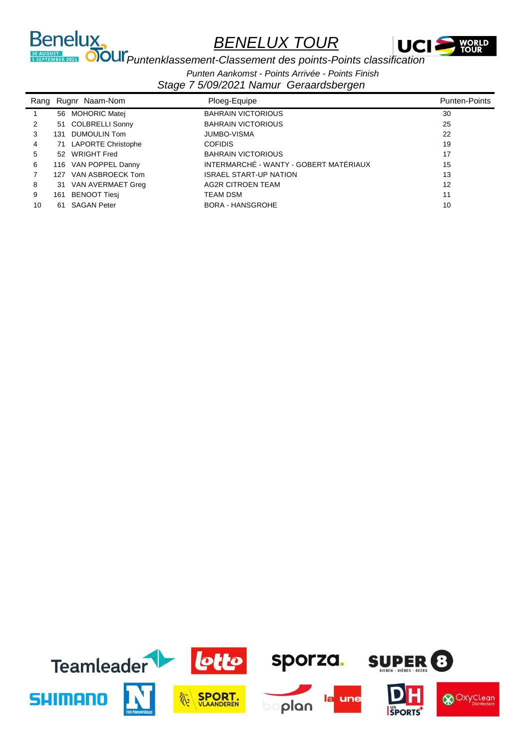# BENELUX TOUR

*Puntenklassement-Classement des points-Points classification*

*Punten Aankomst - Points Arrivée - Points Finish*

*Stage 7 5/09/2021 Namur Geraardsbergen*

| Rang | Rugnr | Naam-Nom | Ploeg-Equipe | Punten-Points |
|---|---|---|---|---|
| 1 | 56 | MOHORIC Matej | BAHRAIN VICTORIOUS | 30 |
| 2 | 51 | COLBRELLI Sonny | BAHRAIN VICTORIOUS | 25 |
| 3 | 131 | DUMOULIN Tom | JUMBO-VISMA | 22 |
| 4 | 71 | LAPORTE Christophe | COFIDIS | 19 |
| 5 | 52 | WRIGHT Fred | BAHRAIN VICTORIOUS | 17 |
| 6 | 116 | VAN POPPEL Danny | INTERMARCHÉ - WANTY - GOBERT MATÉRIAUX | 15 |
| 7 | 127 | VAN ASBROECK Tom | ISRAEL START-UP NATION | 13 |
| 8 | 31 | VAN AVERMAET Greg | AG2R CITROEN TEAM | 12 |
| 9 | 161 | BENOOT Tiesj | TEAM DSM | 11 |
| 10 | 61 | SAGAN Peter | BORA - HANSGROHE | 10 |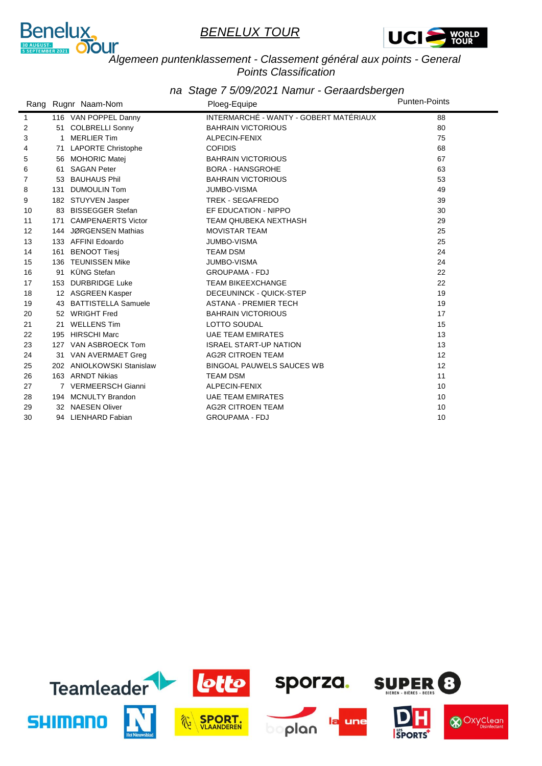# BENELUX TOUR

*Algemeen puntenklassement - Classement général aux points - General Points Classification*

*na Stage 7 5/09/2021 Namur - Geraardsbergen*

| Rang | Rugnr | Naam-Nom | Ploeg-Equipe | Punten-Points |
|---|---|---|---|---|
| 1 | 116 | VAN POPPEL Danny | INTERMARCHÉ - WANTY - GOBERT MATÉRIAUX | 88 |
| 2 | 51 | COLBRELLI Sonny | BAHRAIN VICTORIOUS | 80 |
| 3 | 1 | MERLIER Tim | ALPECIN-FENIX | 75 |
| 4 | 71 | LAPORTE Christophe | COFIDIS | 68 |
| 5 | 56 | MOHORIC Matej | BAHRAIN VICTORIOUS | 67 |
| 6 | 61 | SAGAN Peter | BORA - HANSGROHE | 63 |
| 7 | 53 | BAUHAUS Phil | BAHRAIN VICTORIOUS | 53 |
| 8 | 131 | DUMOULIN Tom | JUMBO-VISMA | 49 |
| 9 | 182 | STUYVEN Jasper | TREK - SEGAFREDO | 39 |
| 10 | 83 | BISSEGGER Stefan | EF EDUCATION - NIPPO | 30 |
| 11 | 171 | CAMPENAERTS Victor | TEAM QHUBEKA NEXTHASH | 29 |
| 12 | 144 | JØRGENSEN Mathias | MOVISTAR TEAM | 25 |
| 13 | 133 | AFFINI Edoardo | JUMBO-VISMA | 25 |
| 14 | 161 | BENOOT Tiesj | TEAM DSM | 24 |
| 15 | 136 | TEUNISSEN Mike | JUMBO-VISMA | 24 |
| 16 | 91 | KÜNG Stefan | GROUPAMA - FDJ | 22 |
| 17 | 153 | DURBRIDGE Luke | TEAM BIKEEXCHANGE | 22 |
| 18 | 12 | ASGREEN Kasper | DECEUNINCK - QUICK-STEP | 19 |
| 19 | 43 | BATTISTELLA Samuele | ASTANA - PREMIER TECH | 19 |
| 20 | 52 | WRIGHT Fred | BAHRAIN VICTORIOUS | 17 |
| 21 | 21 | WELLENS Tim | LOTTO SOUDAL | 15 |
| 22 | 195 | HIRSCHI Marc | UAE TEAM EMIRATES | 13 |
| 23 | 127 | VAN ASBROECK Tom | ISRAEL START-UP NATION | 13 |
| 24 | 31 | VAN AVERMAET Greg | AG2R CITROEN TEAM | 12 |
| 25 | 202 | ANIOLKOWSKI Stanislaw | BINGOAL PAUWELS SAUCES WB | 12 |
| 26 | 163 | ARNDT Nikias | TEAM DSM | 11 |
| 27 | 7 | VERMEERSCH Gianni | ALPECIN-FENIX | 10 |
| 28 | 194 | MCNULTY Brandon | UAE TEAM EMIRATES | 10 |
| 29 | 32 | NAESEN Oliver | AG2R CITROEN TEAM | 10 |
| 30 | 94 | LIENHARD Fabian | GROUPAMA - FDJ | 10 |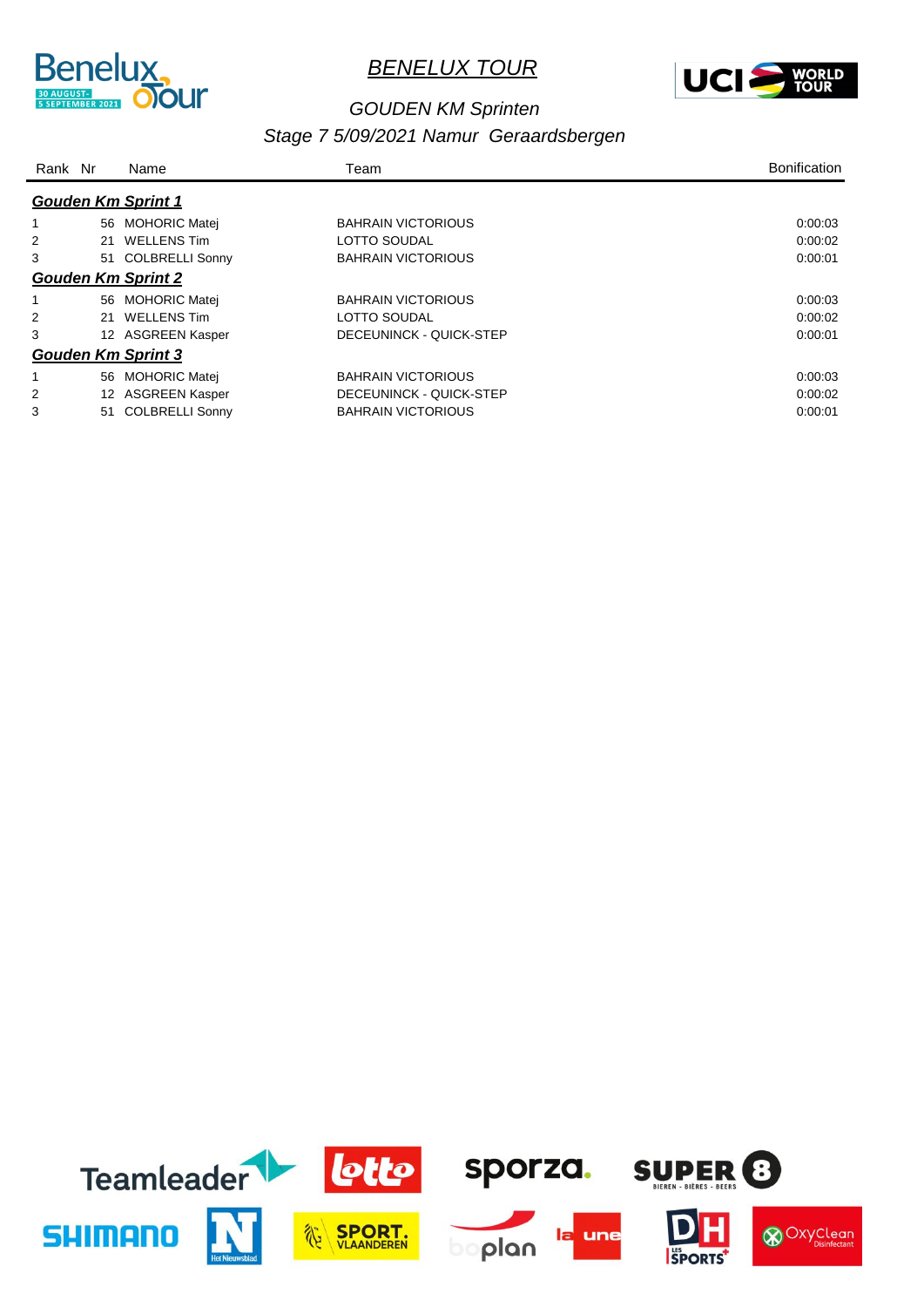# *BENELUX TOUR*

## *GOUDEN KM Sprinten*

## *Stage 7 5/09/2021 Namur Geraardsbergen*

| Rank | Nr | Name | Team | Bonification |
|---|---|---|---|---|
| ***Gouden Km Sprint 1*** | | | | |
| 1 | 56 | MOHORIC Matej | BAHRAIN VICTORIOUS | 0:00:03 |
| 2 | 21 | WELLENS Tim | LOTTO SOUDAL | 0:00:02 |
| 3 | 51 | COLBRELLI Sonny | BAHRAIN VICTORIOUS | 0:00:01 |
| ***Gouden Km Sprint 2*** | | | | |
| 1 | 56 | MOHORIC Matej | BAHRAIN VICTORIOUS | 0:00:03 |
| 2 | 21 | WELLENS Tim | LOTTO SOUDAL | 0:00:02 |
| 3 | 12 | ASGREEN Kasper | DECEUNINCK - QUICK-STEP | 0:00:01 |
| ***Gouden Km Sprint 3*** | | | | |
| 1 | 56 | MOHORIC Matej | BAHRAIN VICTORIOUS | 0:00:03 |
| 2 | 12 | ASGREEN Kasper | DECEUNINCK - QUICK-STEP | 0:00:02 |
| 3 | 51 | COLBRELLI Sonny | BAHRAIN VICTORIOUS | 0:00:01 |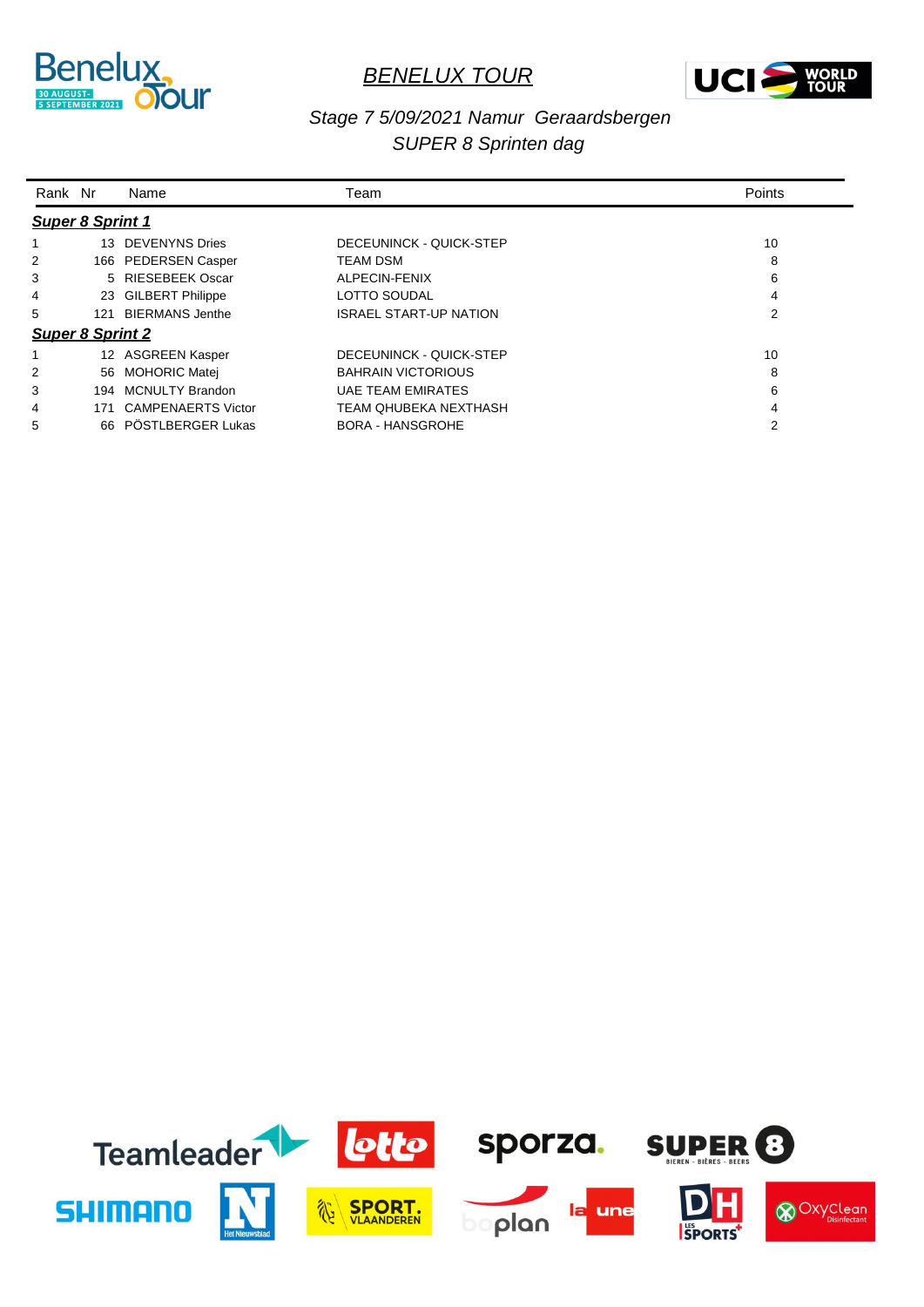# BENELUX TOUR

*Stage 7 5/09/2021 Namur Geraardsbergen*
*SUPER 8 Sprinten dag*

| Rank | Nr | Name | Team | Points |
|---|---|---|---|---|
| ***Super 8 Sprint 1*** | | | | |
| 1 | 13 | DEVENYNS Dries | DECEUNINCK - QUICK-STEP | 10 |
| 2 | 166 | PEDERSEN Casper | TEAM DSM | 8 |
| 3 | 5 | RIESEBEEK Oscar | ALPECIN-FENIX | 6 |
| 4 | 23 | GILBERT Philippe | LOTTO SOUDAL | 4 |
| 5 | 121 | BIERMANS Jenthe | ISRAEL START-UP NATION | 2 |
| ***Super 8 Sprint 2*** | | | | |
| 1 | 12 | ASGREEN Kasper | DECEUNINCK - QUICK-STEP | 10 |
| 2 | 56 | MOHORIC Matej | BAHRAIN VICTORIOUS | 8 |
| 3 | 194 | MCNULTY Brandon | UAE TEAM EMIRATES | 6 |
| 4 | 171 | CAMPENAERTS Victor | TEAM QHUBEKA NEXTHASH | 4 |
| 5 | 66 | PÖSTLBERGER Lukas | BORA - HANSGROHE | 2 |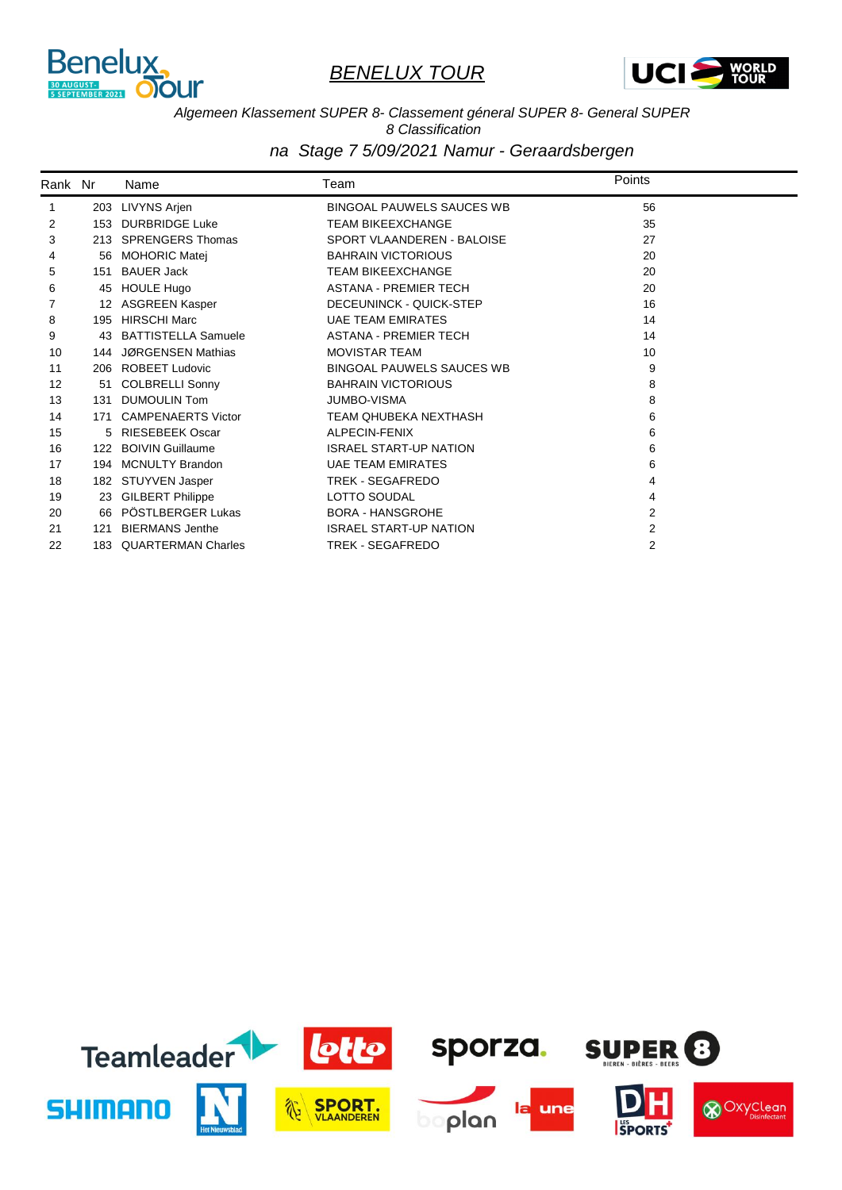# BENELUX TOUR

*Algemeen Klassement SUPER 8- Classement géneral SUPER 8- General SUPER 8 Classification*

*na Stage 7 5/09/2021 Namur - Geraardsbergen*

| Rank | Nr | Name | Team | Points |
|---|---|---|---|---|
| 1 | 203 | LIVYNS Arjen | BINGOAL PAUWELS SAUCES WB | 56 |
| 2 | 153 | DURBRIDGE Luke | TEAM BIKEEXCHANGE | 35 |
| 3 | 213 | SPRENGERS Thomas | SPORT VLAANDEREN - BALOISE | 27 |
| 4 | 56 | MOHORIC Matej | BAHRAIN VICTORIOUS | 20 |
| 5 | 151 | BAUER Jack | TEAM BIKEEXCHANGE | 20 |
| 6 | 45 | HOULE Hugo | ASTANA - PREMIER TECH | 20 |
| 7 | 12 | ASGREEN Kasper | DECEUNINCK - QUICK-STEP | 16 |
| 8 | 195 | HIRSCHI Marc | UAE TEAM EMIRATES | 14 |
| 9 | 43 | BATTISTELLA Samuele | ASTANA - PREMIER TECH | 14 |
| 10 | 144 | JØRGENSEN Mathias | MOVISTAR TEAM | 10 |
| 11 | 206 | ROBEET Ludovic | BINGOAL PAUWELS SAUCES WB | 9 |
| 12 | 51 | COLBRELLI Sonny | BAHRAIN VICTORIOUS | 8 |
| 13 | 131 | DUMOULIN Tom | JUMBO-VISMA | 8 |
| 14 | 171 | CAMPENAERTS Victor | TEAM QHUBEKA NEXTHASH | 6 |
| 15 | 5 | RIESEBEEK Oscar | ALPECIN-FENIX | 6 |
| 16 | 122 | BOIVIN Guillaume | ISRAEL START-UP NATION | 6 |
| 17 | 194 | MCNULTY Brandon | UAE TEAM EMIRATES | 6 |
| 18 | 182 | STUYVEN Jasper | TREK - SEGAFREDO | 4 |
| 19 | 23 | GILBERT Philippe | LOTTO SOUDAL | 4 |
| 20 | 66 | PÖSTLBERGER Lukas | BORA - HANSGROHE | 2 |
| 21 | 121 | BIERMANS Jenthe | ISRAEL START-UP NATION | 2 |
| 22 | 183 | QUARTERMAN Charles | TREK - SEGAFREDO | 2 |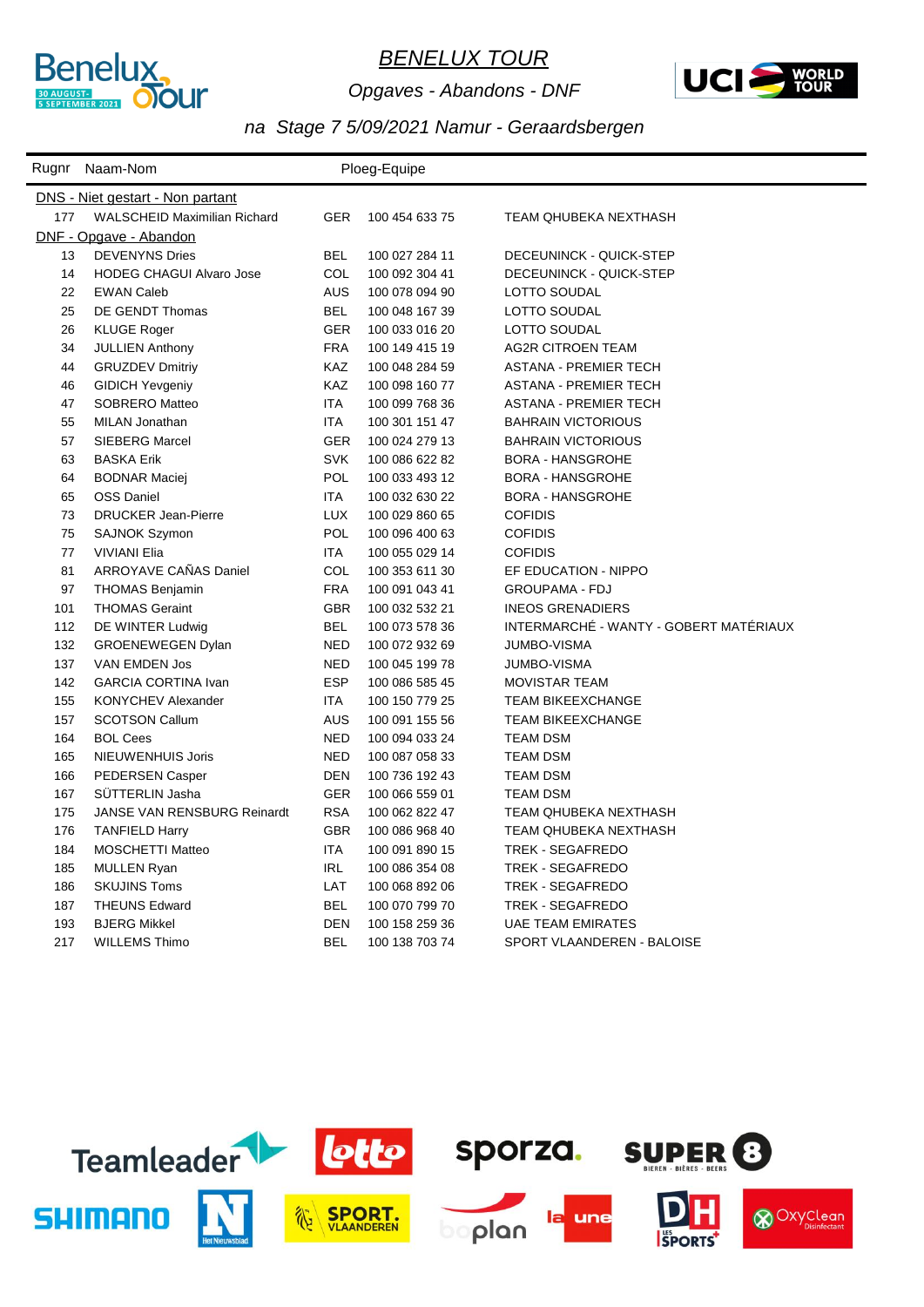# *BENELUX TOUR*

*Opgaves - Abandons - DNF*

## *na Stage 7 5/09/2021 Namur - Geraardsbergen*

| Rugnr | Naam-Nom | | Ploeg-Equipe | |
|---|---|---|---|---|
| **DNS - Niet gestart - Non partant** | | | | |
| 177 | WALSCHEID Maximilian Richard | GER | 100 454 633 75 | TEAM QHUBEKA NEXTHASH |
| **DNF - Opgave - Abandon** | | | | |
| 13 | DEVENYNS Dries | BEL | 100 027 284 11 | DECEUNINCK - QUICK-STEP |
| 14 | HODEG CHAGUI Alvaro Jose | COL | 100 092 304 41 | DECEUNINCK - QUICK-STEP |
| 22 | EWAN Caleb | AUS | 100 078 094 90 | LOTTO SOUDAL |
| 25 | DE GENDT Thomas | BEL | 100 048 167 39 | LOTTO SOUDAL |
| 26 | KLUGE Roger | GER | 100 033 016 20 | LOTTO SOUDAL |
| 34 | JULLIEN Anthony | FRA | 100 149 415 19 | AG2R CITROEN TEAM |
| 44 | GRUZDEV Dmitriy | KAZ | 100 048 284 59 | ASTANA - PREMIER TECH |
| 46 | GIDICH Yevgeniy | KAZ | 100 098 160 77 | ASTANA - PREMIER TECH |
| 47 | SOBRERO Matteo | ITA | 100 099 768 36 | ASTANA - PREMIER TECH |
| 55 | MILAN Jonathan | ITA | 100 301 151 47 | BAHRAIN VICTORIOUS |
| 57 | SIEBERG Marcel | GER | 100 024 279 13 | BAHRAIN VICTORIOUS |
| 63 | BASKA Erik | SVK | 100 086 622 82 | BORA - HANSGROHE |
| 64 | BODNAR Maciej | POL | 100 033 493 12 | BORA - HANSGROHE |
| 65 | OSS Daniel | ITA | 100 032 630 22 | BORA - HANSGROHE |
| 73 | DRUCKER Jean-Pierre | LUX | 100 029 860 65 | COFIDIS |
| 75 | SAJNOK Szymon | POL | 100 096 400 63 | COFIDIS |
| 77 | VIVIANI Elia | ITA | 100 055 029 14 | COFIDIS |
| 81 | ARROYAVE CAÑAS Daniel | COL | 100 353 611 30 | EF EDUCATION - NIPPO |
| 97 | THOMAS Benjamin | FRA | 100 091 043 41 | GROUPAMA - FDJ |
| 101 | THOMAS Geraint | GBR | 100 032 532 21 | INEOS GRENADIERS |
| 112 | DE WINTER Ludwig | BEL | 100 073 578 36 | INTERMARCHÉ - WANTY - GOBERT MATÉRIAUX |
| 132 | GROENEWEGEN Dylan | NED | 100 072 932 69 | JUMBO-VISMA |
| 137 | VAN EMDEN Jos | NED | 100 045 199 78 | JUMBO-VISMA |
| 142 | GARCIA CORTINA Ivan | ESP | 100 086 585 45 | MOVISTAR TEAM |
| 155 | KONYCHEV Alexander | ITA | 100 150 779 25 | TEAM BIKEEXCHANGE |
| 157 | SCOTSON Callum | AUS | 100 091 155 56 | TEAM BIKEEXCHANGE |
| 164 | BOL Cees | NED | 100 094 033 24 | TEAM DSM |
| 165 | NIEUWENHUIS Joris | NED | 100 087 058 33 | TEAM DSM |
| 166 | PEDERSEN Casper | DEN | 100 736 192 43 | TEAM DSM |
| 167 | SÜTTERLIN Jasha | GER | 100 066 559 01 | TEAM DSM |
| 175 | JANSE VAN RENSBURG Reinardt | RSA | 100 062 822 47 | TEAM QHUBEKA NEXTHASH |
| 176 | TANFIELD Harry | GBR | 100 086 968 40 | TEAM QHUBEKA NEXTHASH |
| 184 | MOSCHETTI Matteo | ITA | 100 091 890 15 | TREK - SEGAFREDO |
| 185 | MULLEN Ryan | IRL | 100 086 354 08 | TREK - SEGAFREDO |
| 186 | SKUJINS Toms | LAT | 100 068 892 06 | TREK - SEGAFREDO |
| 187 | THEUNS Edward | BEL | 100 070 799 70 | TREK - SEGAFREDO |
| 193 | BJERG Mikkel | DEN | 100 158 259 36 | UAE TEAM EMIRATES |
| 217 | WILLEMS Thimo | BEL | 100 138 703 74 | SPORT VLAANDEREN - BALOISE |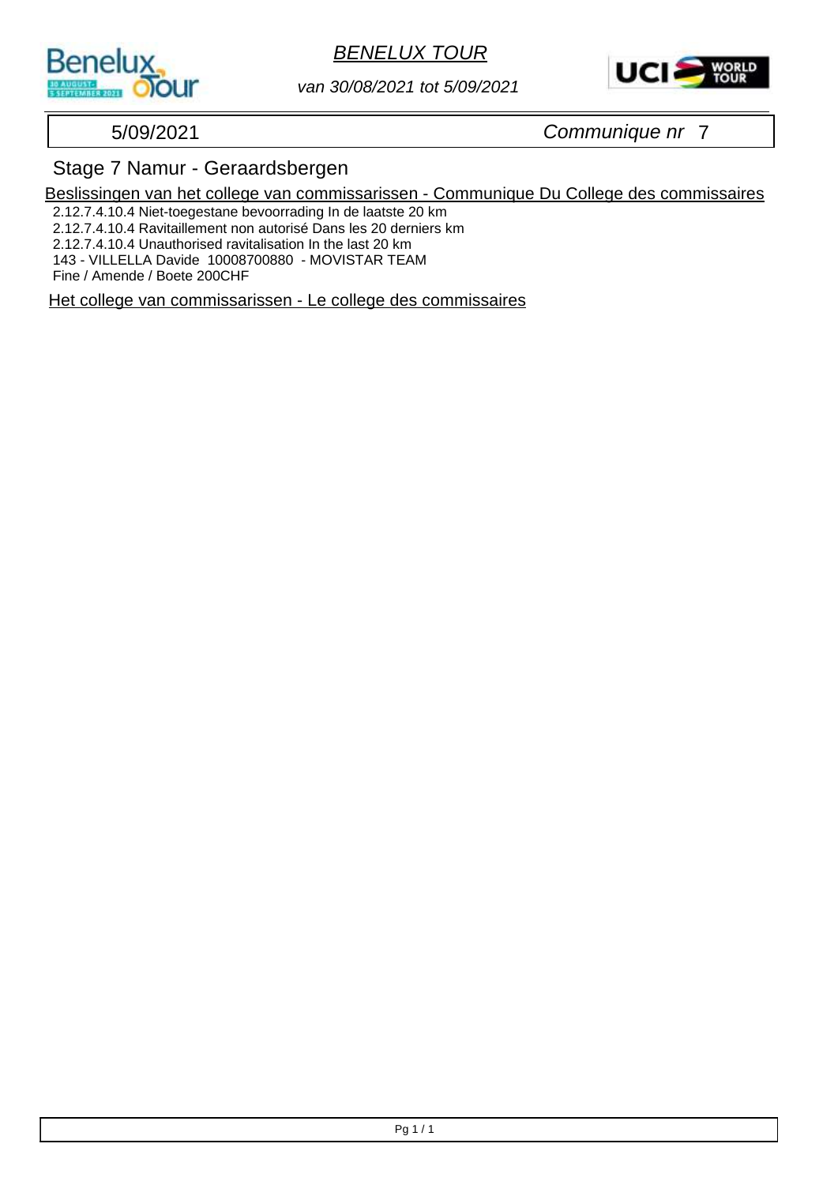# BENELUX TOUR

*van 30/08/2021 tot 5/09/2021*

5/09/2021 — *Communique nr* 7

## Stage 7 Namur - Geraardsbergen

Beslissingen van het college van commissarissen - Communique Du College des commissaires

2.12.7.4.10.4 Niet-toegestane bevoorrading In de laatste 20 km
2.12.7.4.10.4 Ravitaillement non autorisé Dans les 20 derniers km
2.12.7.4.10.4 Unauthorised ravitalisation In the last 20 km
143 - VILLELLA Davide 10008700880 - MOVISTAR TEAM
Fine / Amende / Boete 200CHF

Het college van commissarissen - Le college des commissaires